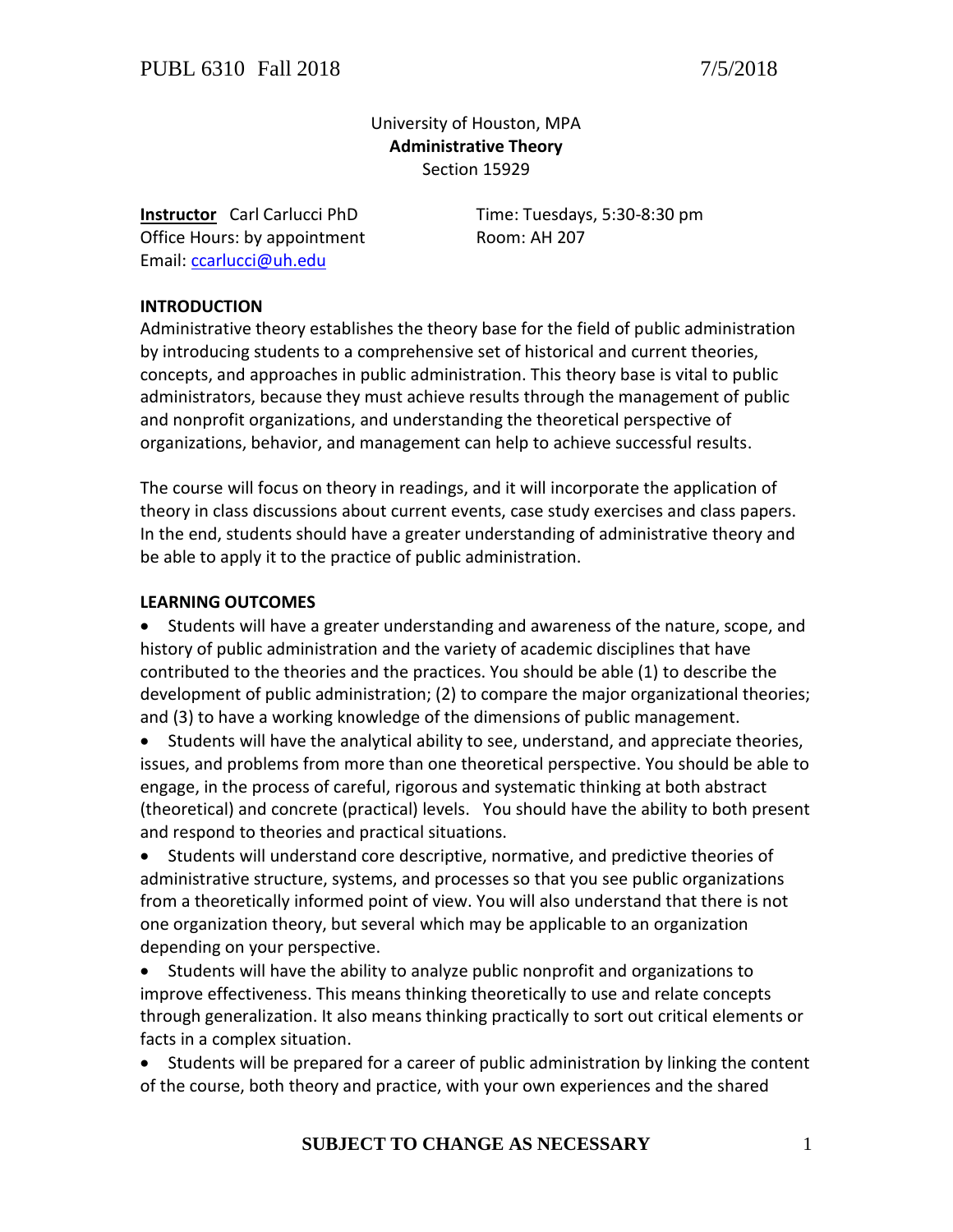University of Houston, MPA
**Administrative Theory**
Section 15929

**Instructor** Carl Carlucci PhD
Office Hours: by appointment
Email: ccarlucci@uh.edu

Time: Tuesdays, 5:30-8:30 pm
Room: AH 207

## INTRODUCTION

Administrative theory establishes the theory base for the field of public administration by introducing students to a comprehensive set of historical and current theories, concepts, and approaches in public administration. This theory base is vital to public administrators, because they must achieve results through the management of public and nonprofit organizations, and understanding the theoretical perspective of organizations, behavior, and management can help to achieve successful results.

The course will focus on theory in readings, and it will incorporate the application of theory in class discussions about current events, case study exercises and class papers. In the end, students should have a greater understanding of administrative theory and be able to apply it to the practice of public administration.

## LEARNING OUTCOMES

- Students will have a greater understanding and awareness of the nature, scope, and history of public administration and the variety of academic disciplines that have contributed to the theories and the practices. You should be able (1) to describe the development of public administration; (2) to compare the major organizational theories; and (3) to have a working knowledge of the dimensions of public management.
- Students will have the analytical ability to see, understand, and appreciate theories, issues, and problems from more than one theoretical perspective. You should be able to engage, in the process of careful, rigorous and systematic thinking at both abstract (theoretical) and concrete (practical) levels. You should have the ability to both present and respond to theories and practical situations.
- Students will understand core descriptive, normative, and predictive theories of administrative structure, systems, and processes so that you see public organizations from a theoretically informed point of view. You will also understand that there is not one organization theory, but several which may be applicable to an organization depending on your perspective.
- Students will have the ability to analyze public nonprofit and organizations to improve effectiveness. This means thinking theoretically to use and relate concepts through generalization. It also means thinking practically to sort out critical elements or facts in a complex situation.
- Students will be prepared for a career of public administration by linking the content of the course, both theory and practice, with your own experiences and the shared

**SUBJECT TO CHANGE AS NECESSARY**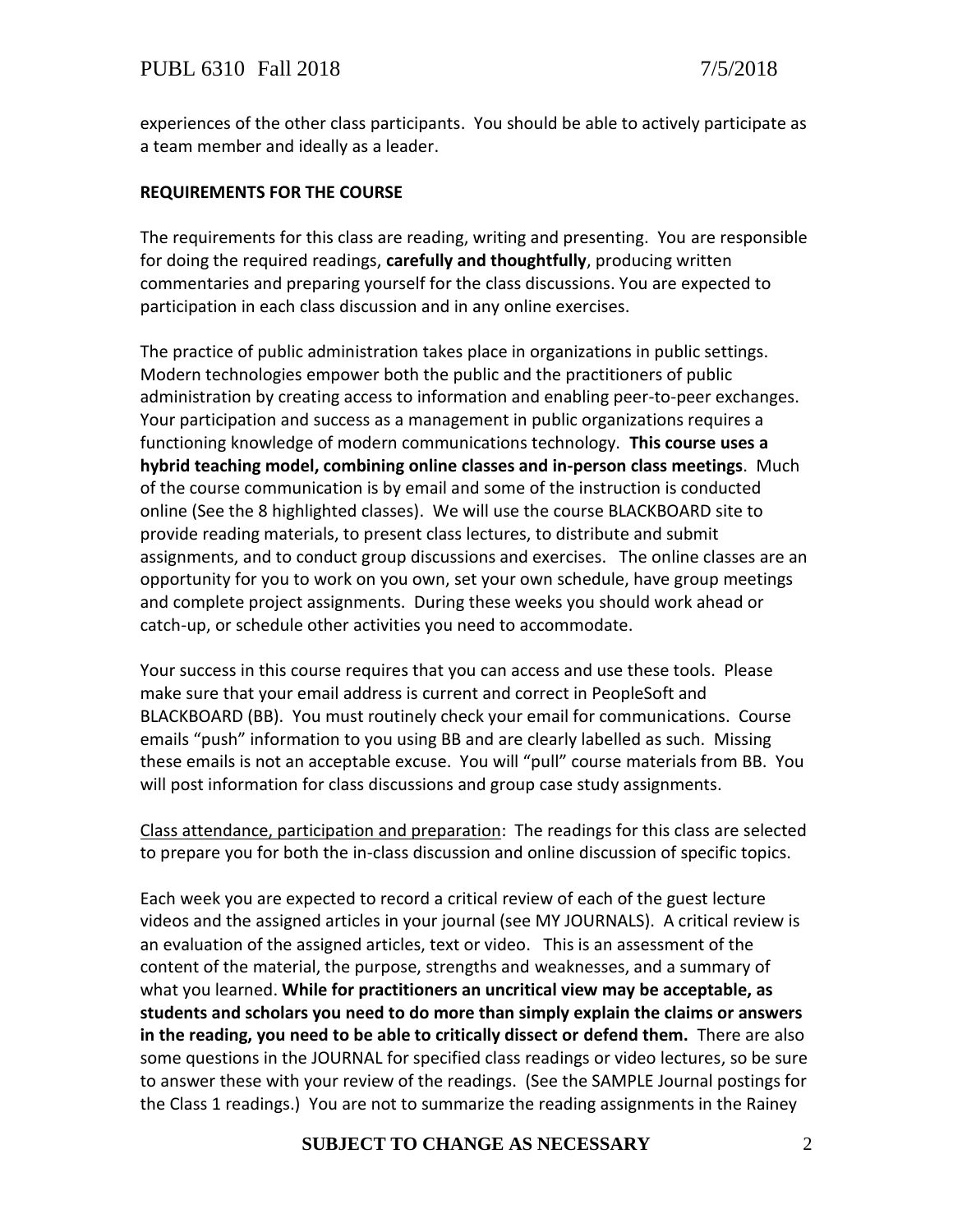experiences of the other class participants. You should be able to actively participate as a team member and ideally as a leader.

**REQUIREMENTS FOR THE COURSE**

The requirements for this class are reading, writing and presenting. You are responsible for doing the required readings, **carefully and thoughtfully**, producing written commentaries and preparing yourself for the class discussions. You are expected to participation in each class discussion and in any online exercises.

The practice of public administration takes place in organizations in public settings. Modern technologies empower both the public and the practitioners of public administration by creating access to information and enabling peer-to-peer exchanges. Your participation and success as a management in public organizations requires a functioning knowledge of modern communications technology. **This course uses a hybrid teaching model, combining online classes and in-person class meetings**. Much of the course communication is by email and some of the instruction is conducted online (See the 8 highlighted classes). We will use the course BLACKBOARD site to provide reading materials, to present class lectures, to distribute and submit assignments, and to conduct group discussions and exercises. The online classes are an opportunity for you to work on you own, set your own schedule, have group meetings and complete project assignments. During these weeks you should work ahead or catch-up, or schedule other activities you need to accommodate.

Your success in this course requires that you can access and use these tools. Please make sure that your email address is current and correct in PeopleSoft and BLACKBOARD (BB). You must routinely check your email for communications. Course emails "push" information to you using BB and are clearly labelled as such. Missing these emails is not an acceptable excuse. You will "pull" course materials from BB. You will post information for class discussions and group case study assignments.

<u>Class attendance, participation and preparation</u>: The readings for this class are selected to prepare you for both the in-class discussion and online discussion of specific topics.

Each week you are expected to record a critical review of each of the guest lecture videos and the assigned articles in your journal (see MY JOURNALS). A critical review is an evaluation of the assigned articles, text or video. This is an assessment of the content of the material, the purpose, strengths and weaknesses, and a summary of what you learned. **While for practitioners an uncritical view may be acceptable, as students and scholars you need to do more than simply explain the claims or answers in the reading, you need to be able to critically dissect or defend them.** There are also some questions in the JOURNAL for specified class readings or video lectures, so be sure to answer these with your review of the readings. (See the SAMPLE Journal postings for the Class 1 readings.) You are not to summarize the reading assignments in the Rainey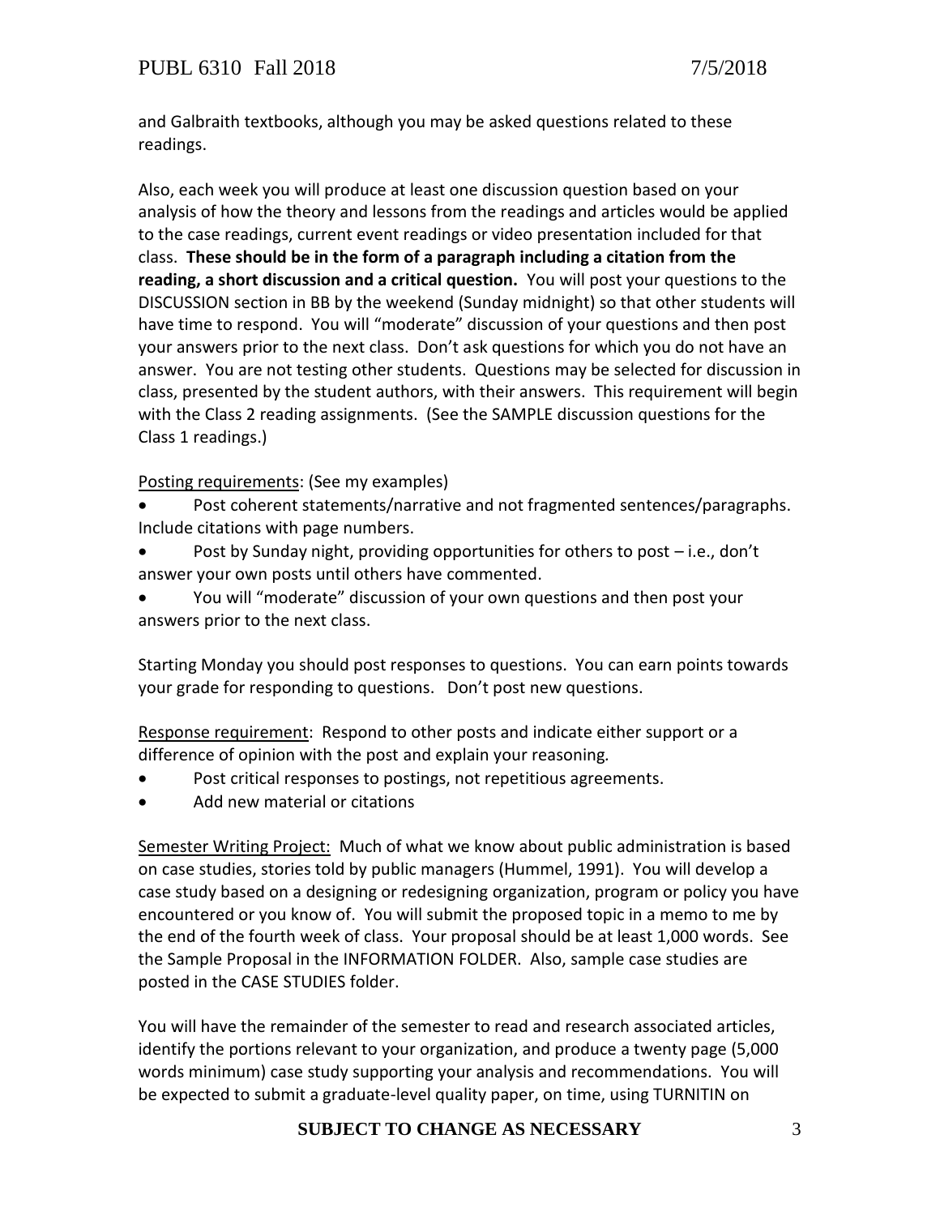and Galbraith textbooks, although you may be asked questions related to these readings.

Also, each week you will produce at least one discussion question based on your analysis of how the theory and lessons from the readings and articles would be applied to the case readings, current event readings or video presentation included for that class. **These should be in the form of a paragraph including a citation from the reading, a short discussion and a critical question.** You will post your questions to the DISCUSSION section in BB by the weekend (Sunday midnight) so that other students will have time to respond. You will "moderate" discussion of your questions and then post your answers prior to the next class. Don't ask questions for which you do not have an answer. You are not testing other students. Questions may be selected for discussion in class, presented by the student authors, with their answers. This requirement will begin with the Class 2 reading assignments. (See the SAMPLE discussion questions for the Class 1 readings.)

<u>Posting requirements</u>: (See my examples)

- Post coherent statements/narrative and not fragmented sentences/paragraphs. Include citations with page numbers.
- Post by Sunday night, providing opportunities for others to post – i.e., don't answer your own posts until others have commented.
- You will "moderate" discussion of your own questions and then post your answers prior to the next class.

Starting Monday you should post responses to questions. You can earn points towards your grade for responding to questions. Don't post new questions.

<u>Response requirement</u>: Respond to other posts and indicate either support or a difference of opinion with the post and explain your reasoning.

- Post critical responses to postings, not repetitious agreements.
- Add new material or citations

<u>Semester Writing Project:</u> Much of what we know about public administration is based on case studies, stories told by public managers (Hummel, 1991). You will develop a case study based on a designing or redesigning organization, program or policy you have encountered or you know of. You will submit the proposed topic in a memo to me by the end of the fourth week of class. Your proposal should be at least 1,000 words. See the Sample Proposal in the INFORMATION FOLDER. Also, sample case studies are posted in the CASE STUDIES folder.

You will have the remainder of the semester to read and research associated articles, identify the portions relevant to your organization, and produce a twenty page (5,000 words minimum) case study supporting your analysis and recommendations. You will be expected to submit a graduate-level quality paper, on time, using TURNITIN on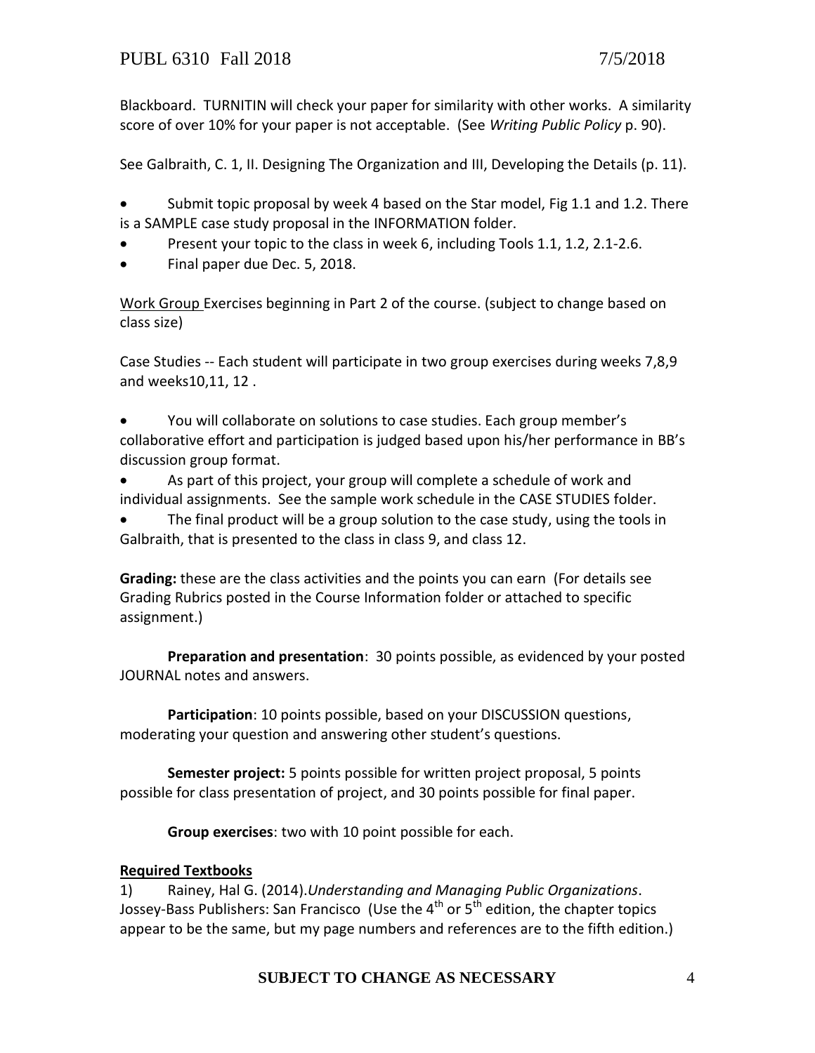Blackboard. TURNITIN will check your paper for similarity with other works. A similarity score of over 10% for your paper is not acceptable. (See *Writing Public Policy* p. 90).

See Galbraith, C. 1, II. Designing The Organization and III, Developing the Details (p. 11).

- Submit topic proposal by week 4 based on the Star model, Fig 1.1 and 1.2. There is a SAMPLE case study proposal in the INFORMATION folder.
- Present your topic to the class in week 6, including Tools 1.1, 1.2, 2.1-2.6.
- Final paper due Dec. 5, 2018.

Work Group Exercises beginning in Part 2 of the course. (subject to change based on class size)

Case Studies -- Each student will participate in two group exercises during weeks 7,8,9 and weeks10,11, 12 .

- You will collaborate on solutions to case studies. Each group member's collaborative effort and participation is judged based upon his/her performance in BB's discussion group format.
- As part of this project, your group will complete a schedule of work and individual assignments. See the sample work schedule in the CASE STUDIES folder.
- The final product will be a group solution to the case study, using the tools in Galbraith, that is presented to the class in class 9, and class 12.

**Grading:** these are the class activities and the points you can earn (For details see Grading Rubrics posted in the Course Information folder or attached to specific assignment.)

**Preparation and presentation**: 30 points possible, as evidenced by your posted JOURNAL notes and answers.

**Participation**: 10 points possible, based on your DISCUSSION questions, moderating your question and answering other student's questions.

**Semester project:** 5 points possible for written project proposal, 5 points possible for class presentation of project, and 30 points possible for final paper.

**Group exercises**: two with 10 point possible for each.

**Required Textbooks**

1) Rainey, Hal G. (2014).*Understanding and Managing Public Organizations*. Jossey-Bass Publishers: San Francisco (Use the 4th or 5th edition, the chapter topics appear to be the same, but my page numbers and references are to the fifth edition.)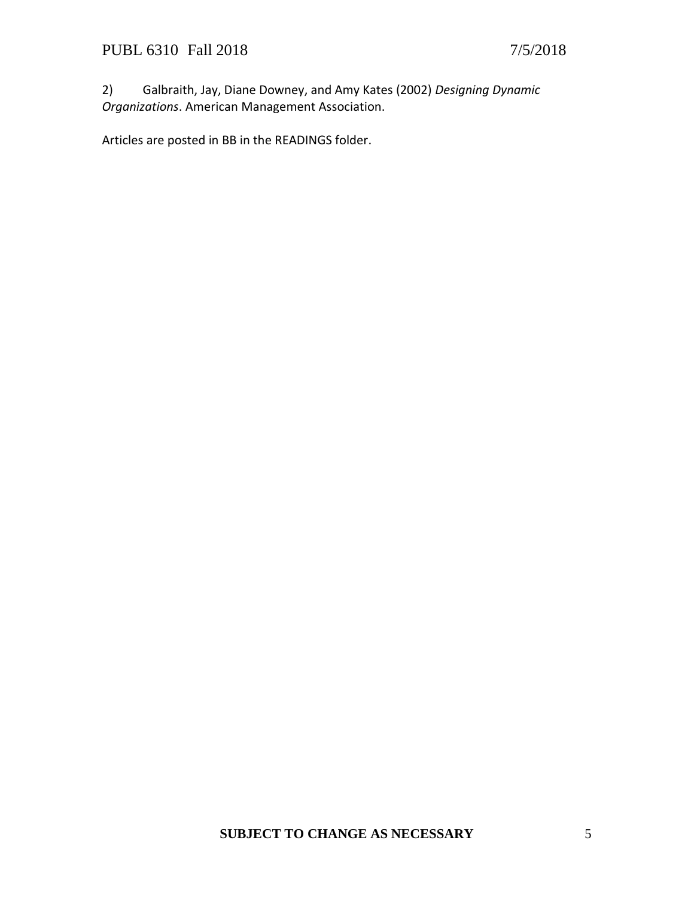2) Galbraith, Jay, Diane Downey, and Amy Kates (2002) *Designing Dynamic Organizations*. American Management Association.

Articles are posted in BB in the READINGS folder.

**SUBJECT TO CHANGE AS NECESSARY**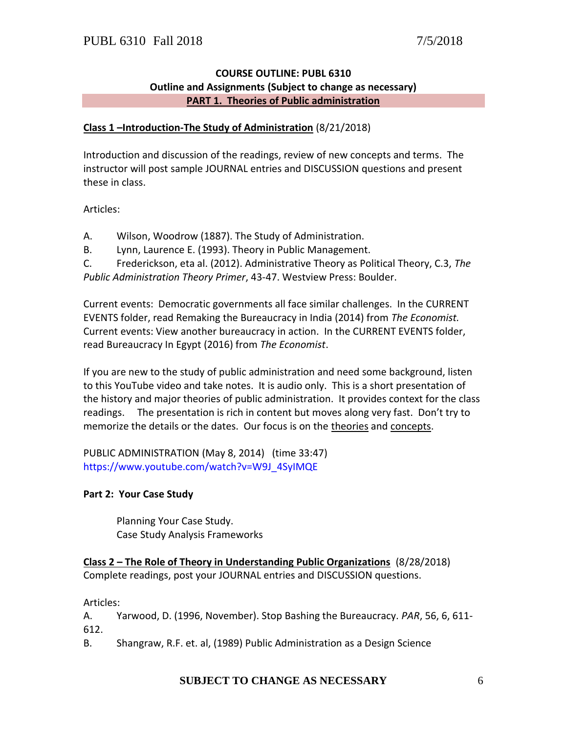**COURSE OUTLINE: PUBL 6310**

**Outline and Assignments (Subject to change as necessary)**

**PART 1. Theories of Public administration**

**Class 1 –Introduction-The Study of Administration** (8/21/2018)

Introduction and discussion of the readings, review of new concepts and terms. The instructor will post sample JOURNAL entries and DISCUSSION questions and present these in class.

Articles:

A. Wilson, Woodrow (1887). The Study of Administration.
B. Lynn, Laurence E. (1993). Theory in Public Management.
C. Frederickson, eta al. (2012). Administrative Theory as Political Theory, C.3, *The Public Administration Theory Primer*, 43-47. Westview Press: Boulder.

Current events: Democratic governments all face similar challenges. In the CURRENT EVENTS folder, read Remaking the Bureaucracy in India (2014) from *The Economist.* Current events: View another bureaucracy in action. In the CURRENT EVENTS folder, read Bureaucracy In Egypt (2016) from *The Economist*.

If you are new to the study of public administration and need some background, listen to this YouTube video and take notes. It is audio only. This is a short presentation of the history and major theories of public administration. It provides context for the class readings. The presentation is rich in content but moves along very fast. Don't try to memorize the details or the dates. Our focus is on the theories and concepts.

PUBLIC ADMINISTRATION (May 8, 2014) (time 33:47)
https://www.youtube.com/watch?v=W9J_4SyIMQE

**Part 2: Your Case Study**

Planning Your Case Study.
Case Study Analysis Frameworks

**Class 2 – The Role of Theory in Understanding Public Organizations** (8/28/2018)
Complete readings, post your JOURNAL entries and DISCUSSION questions.

Articles:
A. Yarwood, D. (1996, November). Stop Bashing the Bureaucracy. *PAR*, 56, 6, 611-612.
B. Shangraw, R.F. et. al, (1989) Public Administration as a Design Science

**SUBJECT TO CHANGE AS NECESSARY**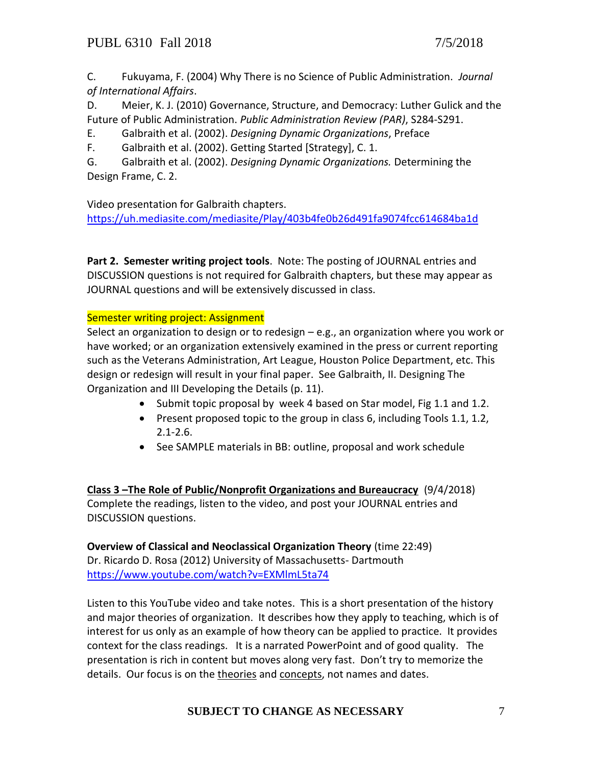C. Fukuyama, F. (2004) Why There is no Science of Public Administration. *Journal of International Affairs*.

D. Meier, K. J. (2010) Governance, Structure, and Democracy: Luther Gulick and the Future of Public Administration. *Public Administration Review (PAR)*, S284-S291.

E. Galbraith et al. (2002). *Designing Dynamic Organizations*, Preface

F. Galbraith et al. (2002). Getting Started [Strategy], C. 1.

G. Galbraith et al. (2002). *Designing Dynamic Organizations.* Determining the Design Frame, C. 2.

Video presentation for Galbraith chapters.
https://uh.mediasite.com/mediasite/Play/403b4fe0b26d491fa9074fcc614684ba1d

**Part 2. Semester writing project tools**. Note: The posting of JOURNAL entries and DISCUSSION questions is not required for Galbraith chapters, but these may appear as JOURNAL questions and will be extensively discussed in class.

Semester writing project: Assignment

Select an organization to design or to redesign – e.g., an organization where you work or have worked; or an organization extensively examined in the press or current reporting such as the Veterans Administration, Art League, Houston Police Department, etc. This design or redesign will result in your final paper. See Galbraith, II. Designing The Organization and III Developing the Details (p. 11).

- Submit topic proposal by week 4 based on Star model, Fig 1.1 and 1.2.
- Present proposed topic to the group in class 6, including Tools 1.1, 1.2, 2.1-2.6.
- See SAMPLE materials in BB: outline, proposal and work schedule

**Class 3 –The Role of Public/Nonprofit Organizations and Bureaucracy** (9/4/2018)
Complete the readings, listen to the video, and post your JOURNAL entries and DISCUSSION questions.

**Overview of Classical and Neoclassical Organization Theory** (time 22:49)
Dr. Ricardo D. Rosa (2012) University of Massachusetts- Dartmouth
https://www.youtube.com/watch?v=EXMlmL5ta74

Listen to this YouTube video and take notes. This is a short presentation of the history and major theories of organization. It describes how they apply to teaching, which is of interest for us only as an example of how theory can be applied to practice. It provides context for the class readings. It is a narrated PowerPoint and of good quality. The presentation is rich in content but moves along very fast. Don't try to memorize the details. Our focus is on the theories and concepts, not names and dates.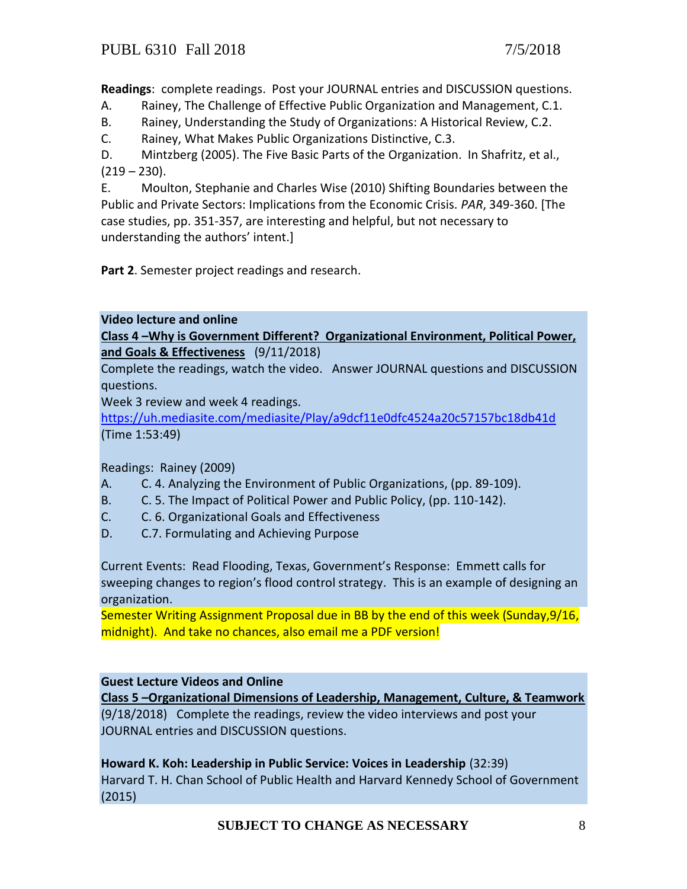**Readings**: complete readings. Post your JOURNAL entries and DISCUSSION questions.

A. Rainey, The Challenge of Effective Public Organization and Management, C.1.

B. Rainey, Understanding the Study of Organizations: A Historical Review, C.2.

C. Rainey, What Makes Public Organizations Distinctive, C.3.

D. Mintzberg (2005). The Five Basic Parts of the Organization. In Shafritz, et al., (219 – 230).

E. Moulton, Stephanie and Charles Wise (2010) Shifting Boundaries between the Public and Private Sectors: Implications from the Economic Crisis. *PAR*, 349-360. [The case studies, pp. 351-357, are interesting and helpful, but not necessary to understanding the authors' intent.]

**Part 2**. Semester project readings and research.

**Video lecture and online**

**Class 4 –Why is Government Different? Organizational Environment, Political Power, and Goals & Effectiveness** (9/11/2018)

Complete the readings, watch the video. Answer JOURNAL questions and DISCUSSION questions.

Week 3 review and week 4 readings.

https://uh.mediasite.com/mediasite/Play/a9dcf11e0dfc4524a20c57157bc18db41d

(Time 1:53:49)

Readings: Rainey (2009)

A. C. 4. Analyzing the Environment of Public Organizations, (pp. 89-109).

B. C. 5. The Impact of Political Power and Public Policy, (pp. 110-142).

C. C. 6. Organizational Goals and Effectiveness

D. C.7. Formulating and Achieving Purpose

Current Events: Read Flooding, Texas, Government's Response: Emmett calls for sweeping changes to region's flood control strategy. This is an example of designing an organization.

Semester Writing Assignment Proposal due in BB by the end of this week (Sunday,9/16, midnight). And take no chances, also email me a PDF version!

**Guest Lecture Videos and Online**

**Class 5 –Organizational Dimensions of Leadership, Management, Culture, & Teamwork** (9/18/2018) Complete the readings, review the video interviews and post your JOURNAL entries and DISCUSSION questions.

**Howard K. Koh: Leadership in Public Service: Voices in Leadership** (32:39)

Harvard T. H. Chan School of Public Health and Harvard Kennedy School of Government (2015)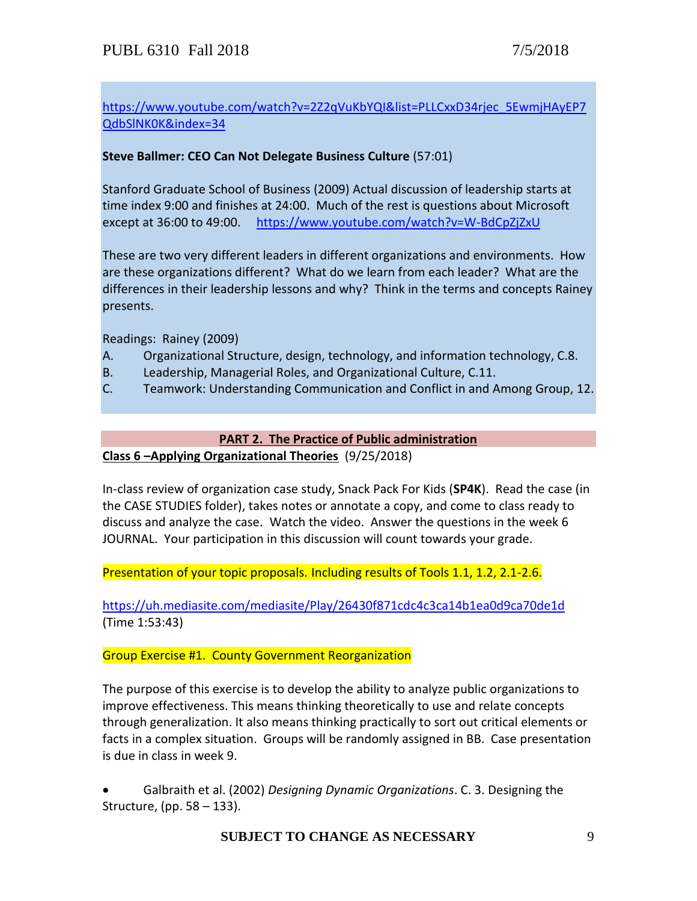https://www.youtube.com/watch?v=2Z2qVuKbYQI&list=PLLCxxD34rjec_5EwmjHAyEP7QdbSlNK0K&index=34

**Steve Ballmer: CEO Can Not Delegate Business Culture** (57:01)

Stanford Graduate School of Business (2009) Actual discussion of leadership starts at time index 9:00 and finishes at 24:00. Much of the rest is questions about Microsoft except at 36:00 to 49:00. https://www.youtube.com/watch?v=W-BdCpZjZxU

These are two very different leaders in different organizations and environments. How are these organizations different? What do we learn from each leader? What are the differences in their leadership lessons and why? Think in the terms and concepts Rainey presents.

Readings: Rainey (2009)

A. Organizational Structure, design, technology, and information technology, C.8.
B. Leadership, Managerial Roles, and Organizational Culture, C.11.
C. Teamwork: Understanding Communication and Conflict in and Among Group, 12.

## PART 2. The Practice of Public administration

**Class 6 –Applying Organizational Theories** (9/25/2018)

In-class review of organization case study, Snack Pack For Kids (**SP4K**). Read the case (in the CASE STUDIES folder), takes notes or annotate a copy, and come to class ready to discuss and analyze the case. Watch the video. Answer the questions in the week 6 JOURNAL. Your participation in this discussion will count towards your grade.

Presentation of your topic proposals. Including results of Tools 1.1, 1.2, 2.1-2.6.

https://uh.mediasite.com/mediasite/Play/26430f871cdc4c3ca14b1ea0d9ca70de1d
(Time 1:53:43)

Group Exercise #1. County Government Reorganization

The purpose of this exercise is to develop the ability to analyze public organizations to improve effectiveness. This means thinking theoretically to use and relate concepts through generalization. It also means thinking practically to sort out critical elements or facts in a complex situation. Groups will be randomly assigned in BB. Case presentation is due in class in week 9.

- Galbraith et al. (2002) *Designing Dynamic Organizations*. C. 3. Designing the Structure, (pp. 58 – 133).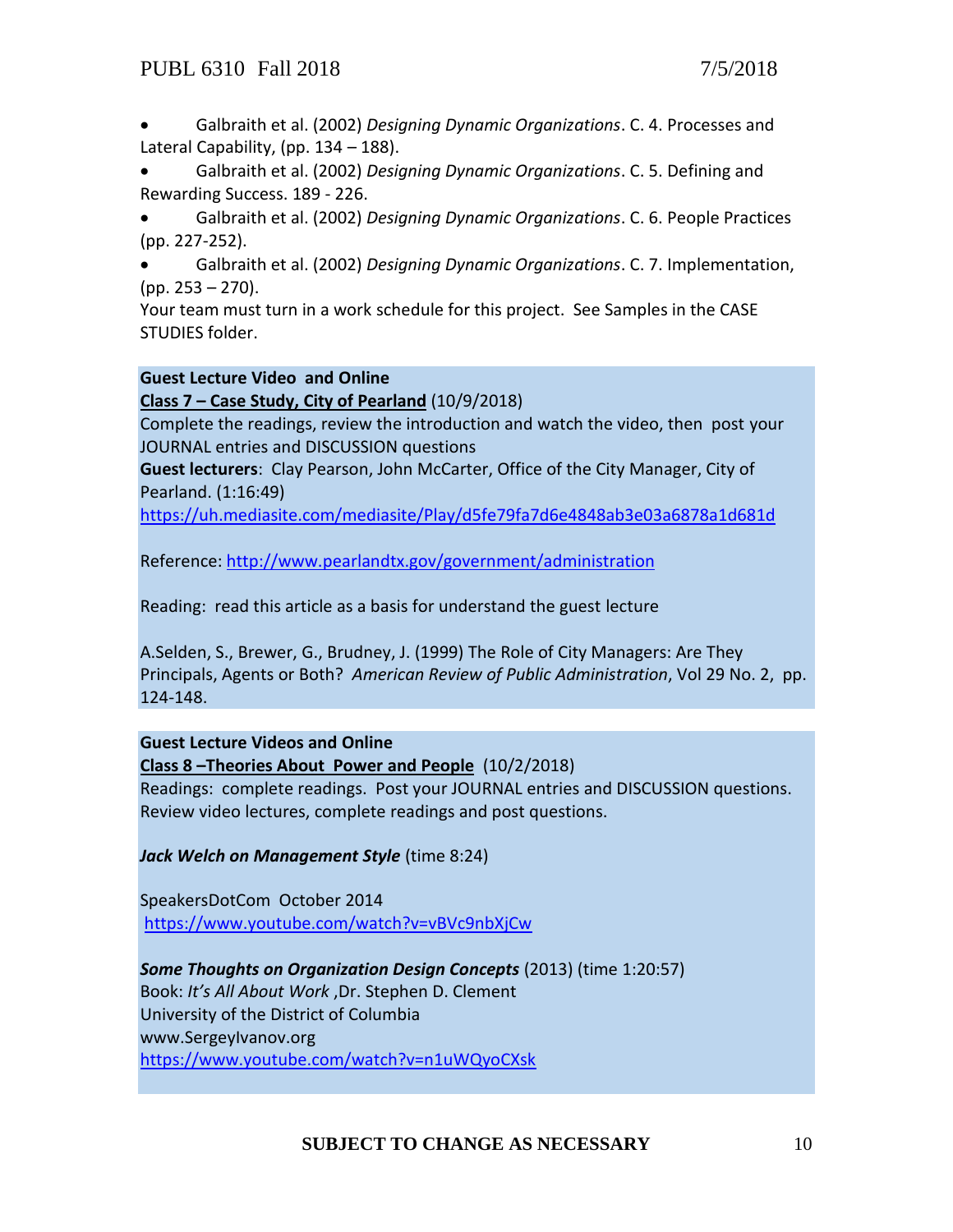- Galbraith et al. (2002) *Designing Dynamic Organizations*. C. 4. Processes and Lateral Capability, (pp. 134 – 188).
- Galbraith et al. (2002) *Designing Dynamic Organizations*. C. 5. Defining and Rewarding Success. 189 - 226.
- Galbraith et al. (2002) *Designing Dynamic Organizations*. C. 6. People Practices (pp. 227-252).
- Galbraith et al. (2002) *Designing Dynamic Organizations*. C. 7. Implementation, (pp. 253 – 270).

Your team must turn in a work schedule for this project. See Samples in the CASE STUDIES folder.

**Guest Lecture Video and Online**

**Class 7 – Case Study, City of Pearland** (10/9/2018)

Complete the readings, review the introduction and watch the video, then post your JOURNAL entries and DISCUSSION questions

**Guest lecturers**: Clay Pearson, John McCarter, Office of the City Manager, City of Pearland. (1:16:49)

https://uh.mediasite.com/mediasite/Play/d5fe79fa7d6e4848ab3e03a6878a1d681d

Reference: http://www.pearlandtx.gov/government/administration

Reading: read this article as a basis for understand the guest lecture

A.Selden, S., Brewer, G., Brudney, J. (1999) The Role of City Managers: Are They Principals, Agents or Both? *American Review of Public Administration*, Vol 29 No. 2, pp. 124-148.

**Guest Lecture Videos and Online**

**Class 8 –Theories About Power and People** (10/2/2018)

Readings: complete readings. Post your JOURNAL entries and DISCUSSION questions. Review video lectures, complete readings and post questions.

***Jack Welch on Management Style*** (time 8:24)

SpeakersDotCom October 2014
https://www.youtube.com/watch?v=vBVc9nbXjCw

***Some Thoughts on Organization Design Concepts*** (2013) (time 1:20:57)
Book: *It's All About Work* ,Dr. Stephen D. Clement
University of the District of Columbia
www.SergeyIvanov.org
https://www.youtube.com/watch?v=n1uWQyoCXsk

**SUBJECT TO CHANGE AS NECESSARY**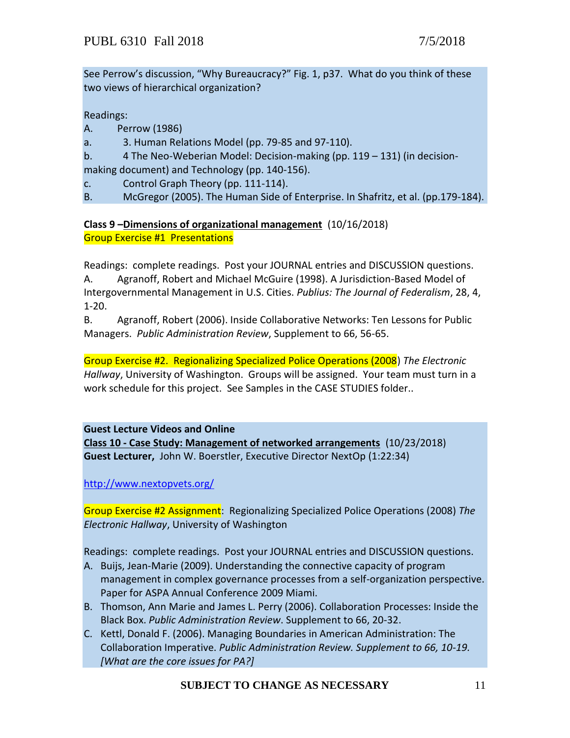See Perrow's discussion, "Why Bureaucracy?" Fig. 1, p37. What do you think of these two views of hierarchical organization?

Readings:

A. Perrow (1986)

a. 3. Human Relations Model (pp. 79-85 and 97-110).

b. 4 The Neo-Weberian Model: Decision-making (pp. 119 – 131) (in decision-making document) and Technology (pp. 140-156).

c. Control Graph Theory (pp. 111-114).

B. McGregor (2005). The Human Side of Enterprise. In Shafritz, et al. (pp.179-184).

**Class 9 –<u>Dimensions of organizational management</u>** (10/16/2018)

Group Exercise #1 Presentations

Readings: complete readings. Post your JOURNAL entries and DISCUSSION questions.

A. Agranoff, Robert and Michael McGuire (1998). A Jurisdiction-Based Model of Intergovernmental Management in U.S. Cities. *Publius: The Journal of Federalism*, 28, 4, 1-20.

B. Agranoff, Robert (2006). Inside Collaborative Networks: Ten Lessons for Public Managers. *Public Administration Review*, Supplement to 66, 56-65.

Group Exercise #2. Regionalizing Specialized Police Operations (2008) *The Electronic Hallway*, University of Washington. Groups will be assigned. Your team must turn in a work schedule for this project. See Samples in the CASE STUDIES folder..

**Guest Lecture Videos and Online**

**<u>Class 10 - Case Study: Management of networked arrangements</u>** (10/23/2018)

**Guest Lecturer,** John W. Boerstler, Executive Director NextOp (1:22:34)

http://www.nextopvets.org/

Group Exercise #2 Assignment: Regionalizing Specialized Police Operations (2008) *The Electronic Hallway*, University of Washington

Readings: complete readings. Post your JOURNAL entries and DISCUSSION questions.

A. Buijs, Jean-Marie (2009). Understanding the connective capacity of program management in complex governance processes from a self-organization perspective. Paper for ASPA Annual Conference 2009 Miami.
B. Thomson, Ann Marie and James L. Perry (2006). Collaboration Processes: Inside the Black Box. *Public Administration Review*. Supplement to 66, 20-32.
C. Kettl, Donald F. (2006). Managing Boundaries in American Administration: The Collaboration Imperative. *Public Administration Review. Supplement to 66, 10-19. [What are the core issues for PA?]*

**SUBJECT TO CHANGE AS NECESSARY**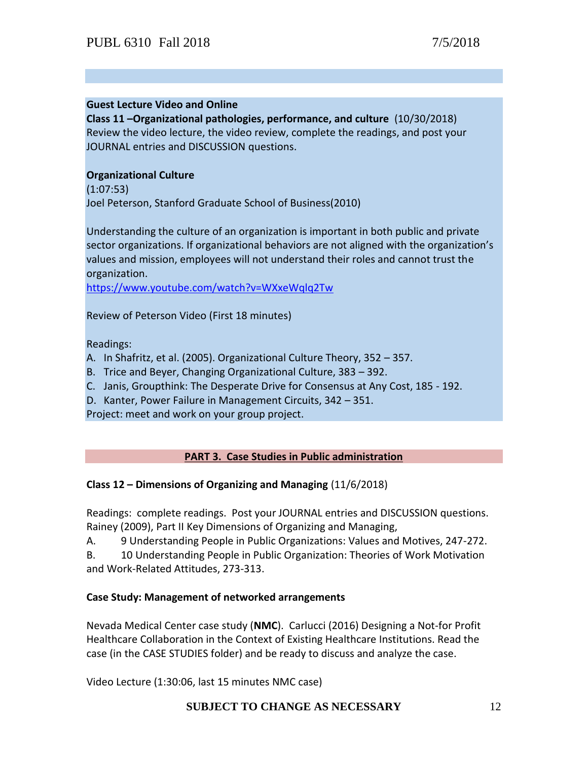**Guest Lecture Video and Online**

**Class 11 –Organizational pathologies, performance, and culture** (10/30/2018)
Review the video lecture, the video review, complete the readings, and post your JOURNAL entries and DISCUSSION questions.

**Organizational Culture**
(1:07:53)
Joel Peterson, Stanford Graduate School of Business(2010)

Understanding the culture of an organization is important in both public and private sector organizations. If organizational behaviors are not aligned with the organization's values and mission, employees will not understand their roles and cannot trust the organization.
https://www.youtube.com/watch?v=WXxeWqlq2Tw

Review of Peterson Video (First 18 minutes)

Readings:
A. In Shafritz, et al. (2005). Organizational Culture Theory, 352 – 357.
B. Trice and Beyer, Changing Organizational Culture, 383 – 392.
C. Janis, Groupthink: The Desperate Drive for Consensus at Any Cost, 185 - 192.
D. Kanter, Power Failure in Management Circuits, 342 – 351.
Project: meet and work on your group project.

## PART 3. Case Studies in Public administration

**Class 12 – Dimensions of Organizing and Managing** (11/6/2018)

Readings: complete readings. Post your JOURNAL entries and DISCUSSION questions.
Rainey (2009), Part II Key Dimensions of Organizing and Managing,
A. 9 Understanding People in Public Organizations: Values and Motives, 247-272.
B. 10 Understanding People in Public Organization: Theories of Work Motivation and Work-Related Attitudes, 273-313.

**Case Study: Management of networked arrangements**

Nevada Medical Center case study (**NMC**). Carlucci (2016) Designing a Not-for Profit Healthcare Collaboration in the Context of Existing Healthcare Institutions. Read the case (in the CASE STUDIES folder) and be ready to discuss and analyze the case.

Video Lecture (1:30:06, last 15 minutes NMC case)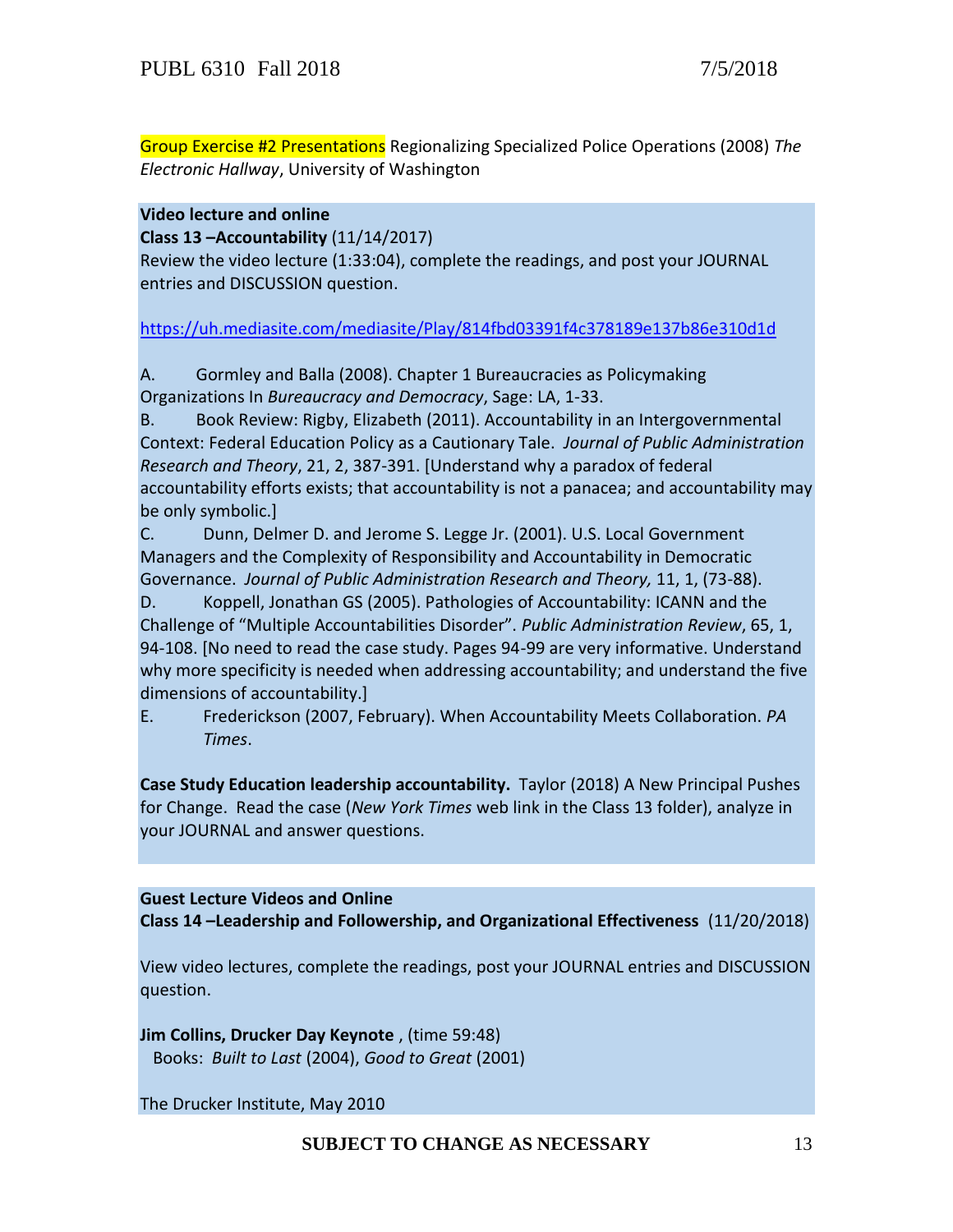Group Exercise #2 Presentations Regionalizing Specialized Police Operations (2008) *The Electronic Hallway*, University of Washington

**Video lecture and online**

**Class 13 –Accountability** (11/14/2017)

Review the video lecture (1:33:04), complete the readings, and post your JOURNAL entries and DISCUSSION question.

https://uh.mediasite.com/mediasite/Play/814fbd03391f4c378189e137b86e310d1d

A. Gormley and Balla (2008). Chapter 1 Bureaucracies as Policymaking Organizations In *Bureaucracy and Democracy*, Sage: LA, 1-33.

B. Book Review: Rigby, Elizabeth (2011). Accountability in an Intergovernmental Context: Federal Education Policy as a Cautionary Tale. *Journal of Public Administration Research and Theory*, 21, 2, 387-391. [Understand why a paradox of federal accountability efforts exists; that accountability is not a panacea; and accountability may be only symbolic.]

C. Dunn, Delmer D. and Jerome S. Legge Jr. (2001). U.S. Local Government Managers and the Complexity of Responsibility and Accountability in Democratic Governance. *Journal of Public Administration Research and Theory,* 11, 1, (73-88).

D. Koppell, Jonathan GS (2005). Pathologies of Accountability: ICANN and the Challenge of "Multiple Accountabilities Disorder". *Public Administration Review*, 65, 1, 94-108. [No need to read the case study. Pages 94-99 are very informative. Understand why more specificity is needed when addressing accountability; and understand the five dimensions of accountability.]

E. Frederickson (2007, February). When Accountability Meets Collaboration. *PA Times*.

**Case Study Education leadership accountability.** Taylor (2018) A New Principal Pushes for Change. Read the case (*New York Times* web link in the Class 13 folder), analyze in your JOURNAL and answer questions.

**Guest Lecture Videos and Online**

**Class 14 –Leadership and Followership, and Organizational Effectiveness** (11/20/2018)

View video lectures, complete the readings, post your JOURNAL entries and DISCUSSION question.

**Jim Collins, Drucker Day Keynote** , (time 59:48)
Books: *Built to Last* (2004), *Good to Great* (2001)

The Drucker Institute, May 2010

**SUBJECT TO CHANGE AS NECESSARY**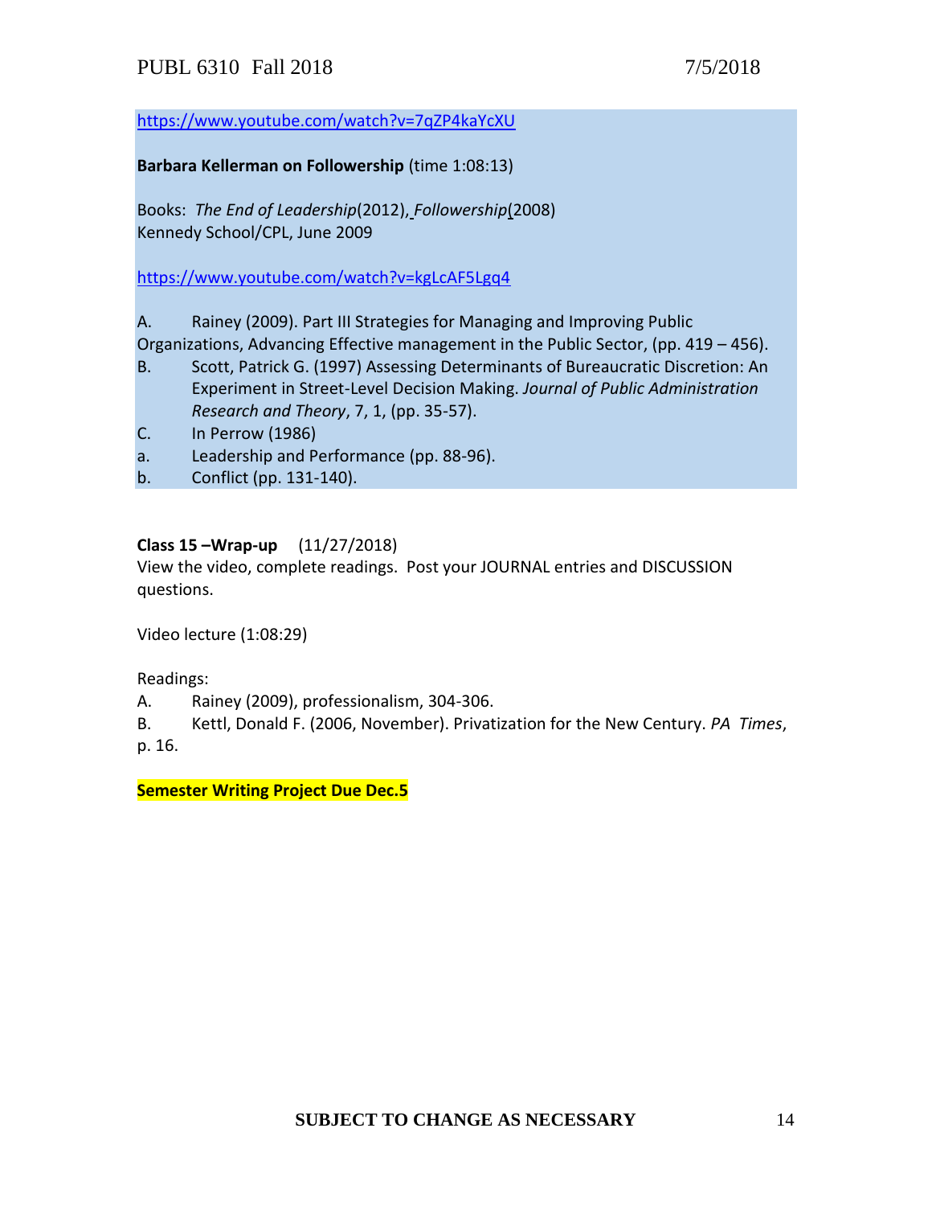https://www.youtube.com/watch?v=7qZP4kaYcXU

**Barbara Kellerman on Followership** (time 1:08:13)

Books: *The End of Leadership*(2012), *Followership*(2008)
Kennedy School/CPL, June 2009

https://www.youtube.com/watch?v=kgLcAF5Lgq4

A. Rainey (2009). Part III Strategies for Managing and Improving Public Organizations, Advancing Effective management in the Public Sector, (pp. 419 – 456).

B. Scott, Patrick G. (1997) Assessing Determinants of Bureaucratic Discretion: An Experiment in Street-Level Decision Making. *Journal of Public Administration Research and Theory*, 7, 1, (pp. 35-57).

C. In Perrow (1986)

a. Leadership and Performance (pp. 88-96).

b. Conflict (pp. 131-140).

**Class 15 –Wrap-up** (11/27/2018)

View the video, complete readings. Post your JOURNAL entries and DISCUSSION questions.

Video lecture (1:08:29)

Readings:

A. Rainey (2009), professionalism, 304-306.

B. Kettl, Donald F. (2006, November). Privatization for the New Century. *PA Times*, p. 16.

**Semester Writing Project Due Dec.5**

**SUBJECT TO CHANGE AS NECESSARY**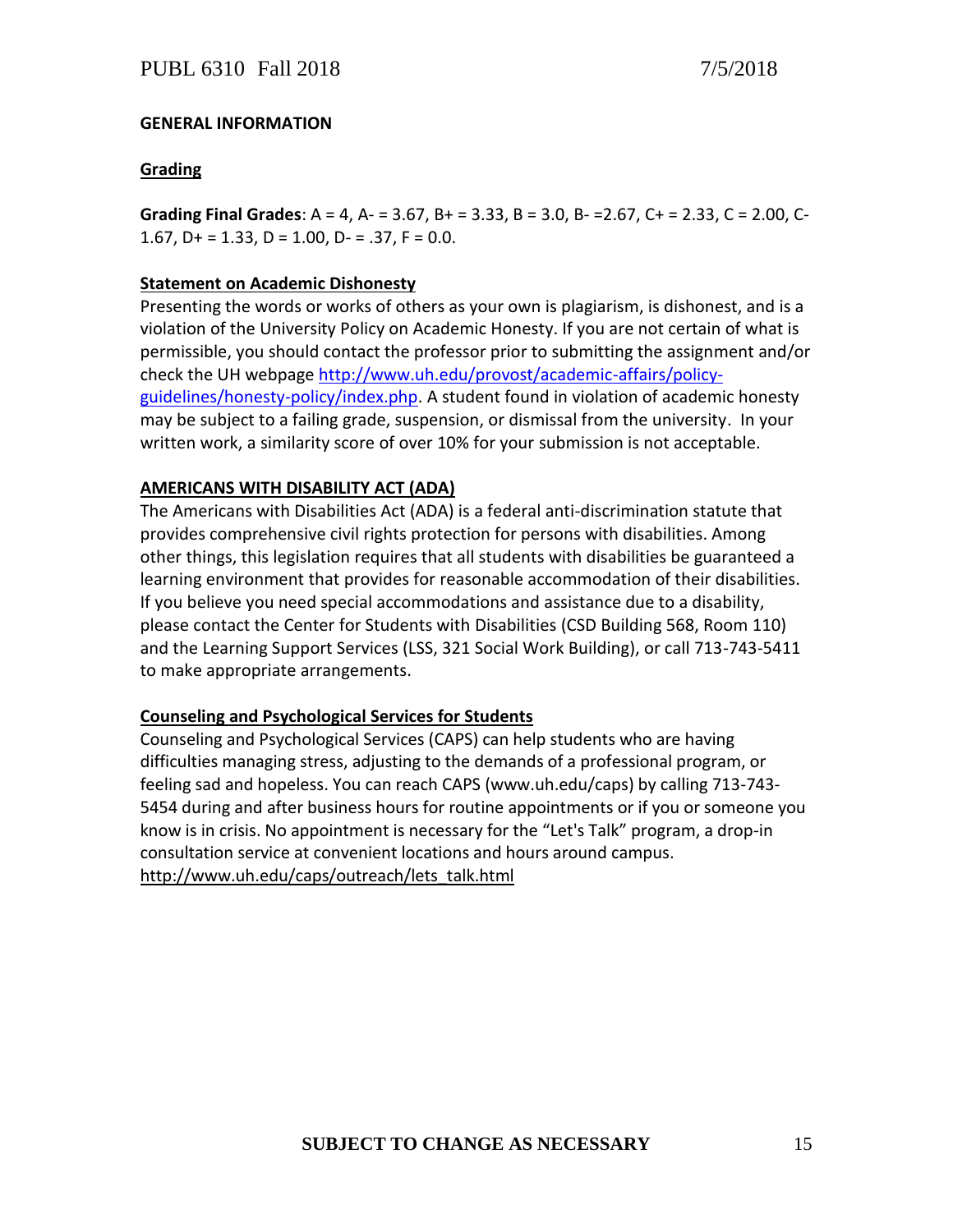### GENERAL INFORMATION

#### Grading

**Grading Final Grades**: A = 4, A- = 3.67, B+ = 3.33, B = 3.0, B- =2.67, C+ = 2.33, C = 2.00, C- 1.67, D+ = 1.33, D = 1.00, D- = .37, F = 0.0.

#### Statement on Academic Dishonesty

Presenting the words or works of others as your own is plagiarism, is dishonest, and is a violation of the University Policy on Academic Honesty. If you are not certain of what is permissible, you should contact the professor prior to submitting the assignment and/or check the UH webpage http://www.uh.edu/provost/academic-affairs/policy-guidelines/honesty-policy/index.php. A student found in violation of academic honesty may be subject to a failing grade, suspension, or dismissal from the university. In your written work, a similarity score of over 10% for your submission is not acceptable.

#### AMERICANS WITH DISABILITY ACT (ADA)

The Americans with Disability Act (ADA) is a federal anti-discrimination statute that provides comprehensive civil rights protection for persons with disabilities. Among other things, this legislation requires that all students with disabilities be guaranteed a learning environment that provides for reasonable accommodation of their disabilities. If you believe you need special accommodations and assistance due to a disability, please contact the Center for Students with Disabilities (CSD Building 568, Room 110) and the Learning Support Services (LSS, 321 Social Work Building), or call 713-743-5411 to make appropriate arrangements.

#### Counseling and Psychological Services for Students

Counseling and Psychological Services (CAPS) can help students who are having difficulties managing stress, adjusting to the demands of a professional program, or feeling sad and hopeless. You can reach CAPS (www.uh.edu/caps) by calling 713-743-5454 during and after business hours for routine appointments or if you or someone you know is in crisis. No appointment is necessary for the "Let's Talk" program, a drop-in consultation service at convenient locations and hours around campus. http://www.uh.edu/caps/outreach/lets_talk.html

**SUBJECT TO CHANGE AS NECESSARY**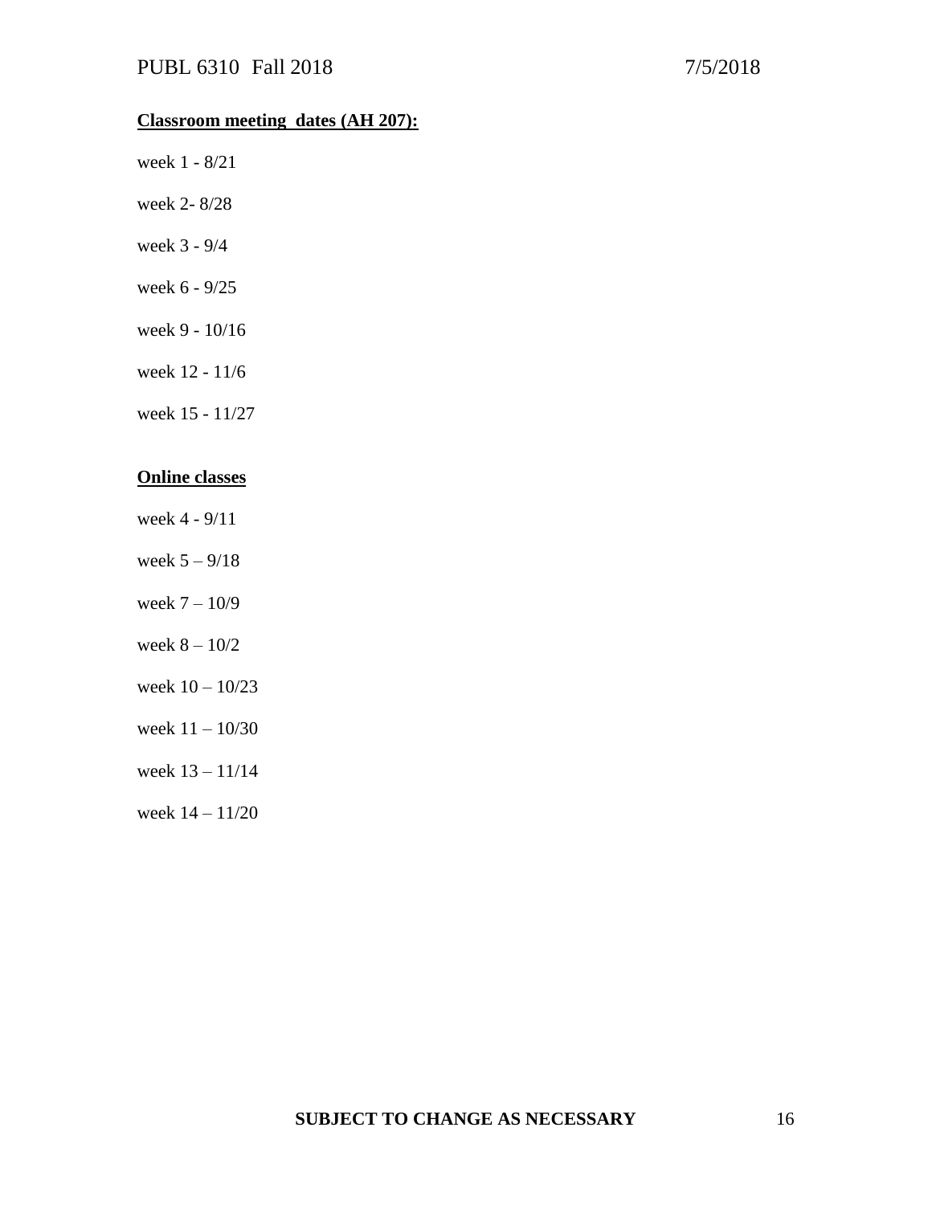**Classroom meeting dates (AH 207):**

week 1 - 8/21

week 2- 8/28

week 3 - 9/4

week 6 - 9/25

week 9 - 10/16

week 12 - 11/6

week 15 - 11/27

**Online classes**

week 4 - 9/11

week 5 – 9/18

week 7 – 10/9

week 8 – 10/2

week 10 – 10/23

week 11 – 10/30

week 13 – 11/14

week 14 – 11/20

**SUBJECT TO CHANGE AS NECESSARY**